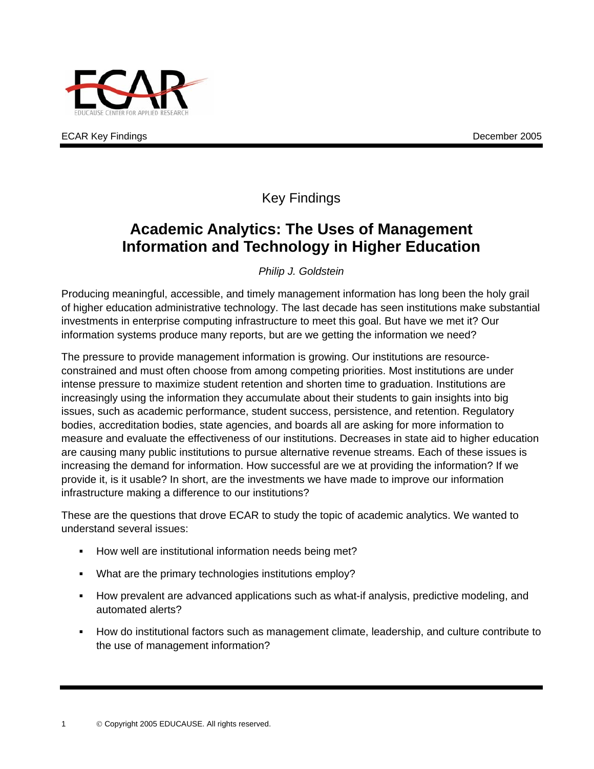ECAR Key Findings December 2005

## Key Findings

# Academic Analytics: The Uses of Management Information and Technology in Higher Education

*Philip J. Goldstein*

Producing meaningful, accessible, and timely management information has long been the holy grail of higher education administrative technology. The last decade has seen institutions make substantial investments in enterprise computing infrastructure to meet this goal. But have we met it? Our information systems produce many reports, but are we getting the information we need?

The pressure to provide management information is growing. Our institutions are resource-constrained and must often choose from among competing priorities. Most institutions are under intense pressure to maximize student retention and shorten time to graduation. Institutions are increasingly using the information they accumulate about their students to gain insights into big issues, such as academic performance, student success, persistence, and retention. Regulatory bodies, accreditation bodies, state agencies, and boards all are asking for more information to measure and evaluate the effectiveness of our institutions. Decreases in state aid to higher education are causing many public institutions to pursue alternative revenue streams. Each of these issues is increasing the demand for information. How successful are we at providing the information? If we provide it, is it usable? In short, are the investments we have made to improve our information infrastructure making a difference to our institutions?

These are the questions that drove ECAR to study the topic of academic analytics. We wanted to understand several issues:

- How well are institutional information needs being met?
- What are the primary technologies institutions employ?
- How prevalent are advanced applications such as what-if analysis, predictive modeling, and automated alerts?
- How do institutional factors such as management climate, leadership, and culture contribute to the use of management information?

© Copyright 2005 EDUCAUSE. All rights reserved.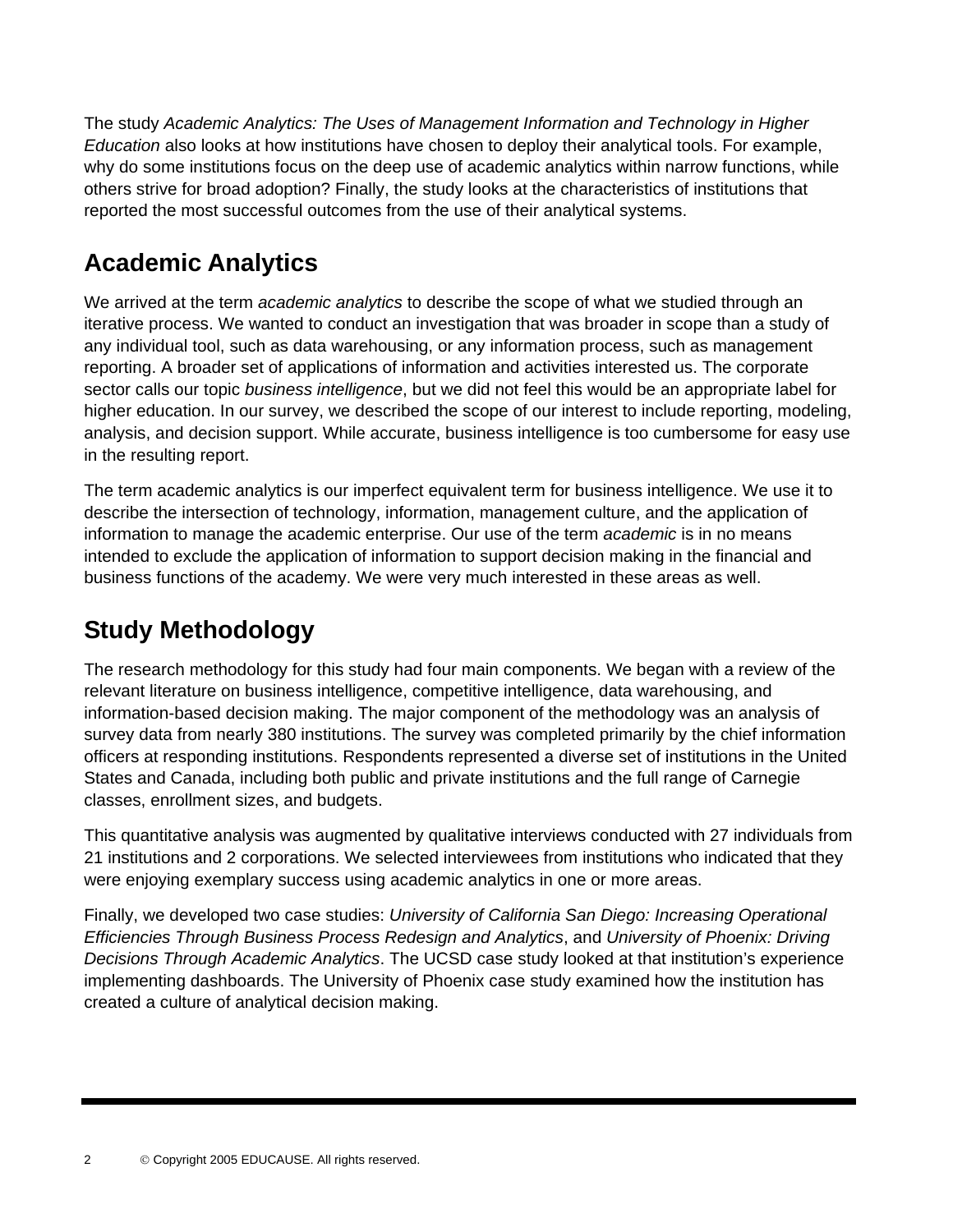The study *Academic Analytics: The Uses of Management Information and Technology in Higher Education* also looks at how institutions have chosen to deploy their analytical tools. For example, why do some institutions focus on the deep use of academic analytics within narrow functions, while others strive for broad adoption? Finally, the study looks at the characteristics of institutions that reported the most successful outcomes from the use of their analytical systems.

## Academic Analytics

We arrived at the term *academic analytics* to describe the scope of what we studied through an iterative process. We wanted to conduct an investigation that was broader in scope than a study of any individual tool, such as data warehousing, or any information process, such as management reporting. A broader set of applications of information and activities interested us. The corporate sector calls our topic *business intelligence*, but we did not feel this would be an appropriate label for higher education. In our survey, we described the scope of our interest to include reporting, modeling, analysis, and decision support. While accurate, business intelligence is too cumbersome for easy use in the resulting report.

The term academic analytics is our imperfect equivalent term for business intelligence. We use it to describe the intersection of technology, information, management culture, and the application of information to manage the academic enterprise. Our use of the term *academic* is in no means intended to exclude the application of information to support decision making in the financial and business functions of the academy. We were very much interested in these areas as well.

## Study Methodology

The research methodology for this study had four main components. We began with a review of the relevant literature on business intelligence, competitive intelligence, data warehousing, and information-based decision making. The major component of the methodology was an analysis of survey data from nearly 380 institutions. The survey was completed primarily by the chief information officers at responding institutions. Respondents represented a diverse set of institutions in the United States and Canada, including both public and private institutions and the full range of Carnegie classes, enrollment sizes, and budgets.

This quantitative analysis was augmented by qualitative interviews conducted with 27 individuals from 21 institutions and 2 corporations. We selected interviewees from institutions who indicated that they were enjoying exemplary success using academic analytics in one or more areas.

Finally, we developed two case studies: *University of California San Diego: Increasing Operational Efficiencies Through Business Process Redesign and Analytics*, and *University of Phoenix: Driving Decisions Through Academic Analytics*. The UCSD case study looked at that institution's experience implementing dashboards. The University of Phoenix case study examined how the institution has created a culture of analytical decision making.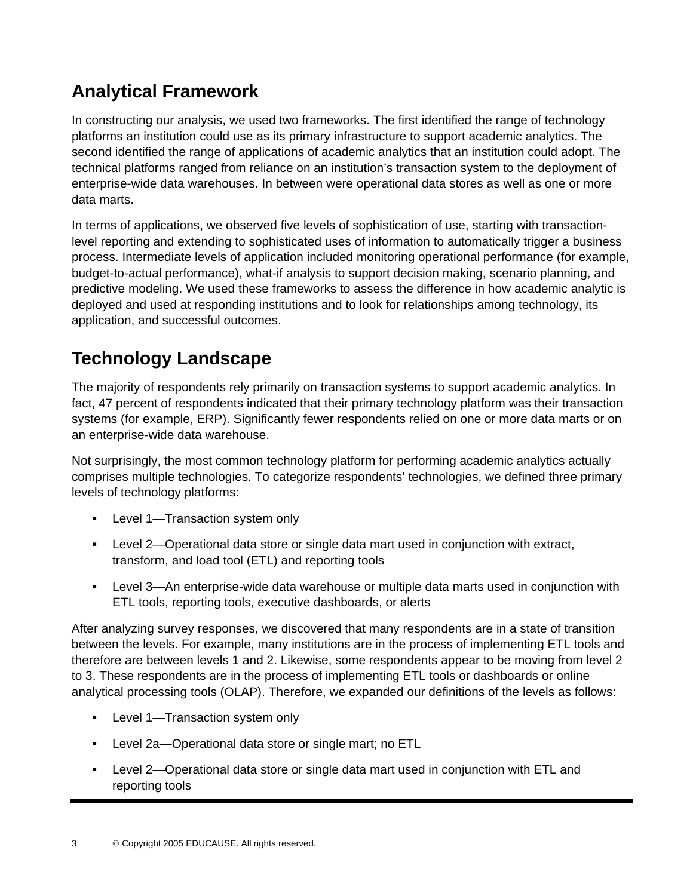## Analytical Framework

In constructing our analysis, we used two frameworks. The first identified the range of technology platforms an institution could use as its primary infrastructure to support academic analytics. The second identified the range of applications of academic analytics that an institution could adopt. The technical platforms ranged from reliance on an institution's transaction system to the deployment of enterprise-wide data warehouses. In between were operational data stores as well as one or more data marts.

In terms of applications, we observed five levels of sophistication of use, starting with transaction-level reporting and extending to sophisticated uses of information to automatically trigger a business process. Intermediate levels of application included monitoring operational performance (for example, budget-to-actual performance), what-if analysis to support decision making, scenario planning, and predictive modeling. We used these frameworks to assess the difference in how academic analytic is deployed and used at responding institutions and to look for relationships among technology, its application, and successful outcomes.

## Technology Landscape

The majority of respondents rely primarily on transaction systems to support academic analytics. In fact, 47 percent of respondents indicated that their primary technology platform was their transaction systems (for example, ERP). Significantly fewer respondents relied on one or more data marts or on an enterprise-wide data warehouse.

Not surprisingly, the most common technology platform for performing academic analytics actually comprises multiple technologies. To categorize respondents' technologies, we defined three primary levels of technology platforms:

- Level 1—Transaction system only
- Level 2—Operational data store or single data mart used in conjunction with extract, transform, and load tool (ETL) and reporting tools
- Level 3—An enterprise-wide data warehouse or multiple data marts used in conjunction with ETL tools, reporting tools, executive dashboards, or alerts

After analyzing survey responses, we discovered that many respondents are in a state of transition between the levels. For example, many institutions are in the process of implementing ETL tools and therefore are between levels 1 and 2. Likewise, some respondents appear to be moving from level 2 to 3. These respondents are in the process of implementing ETL tools or dashboards or online analytical processing tools (OLAP). Therefore, we expanded our definitions of the levels as follows:

- Level 1—Transaction system only
- Level 2a—Operational data store or single mart; no ETL
- Level 2—Operational data store or single data mart used in conjunction with ETL and reporting tools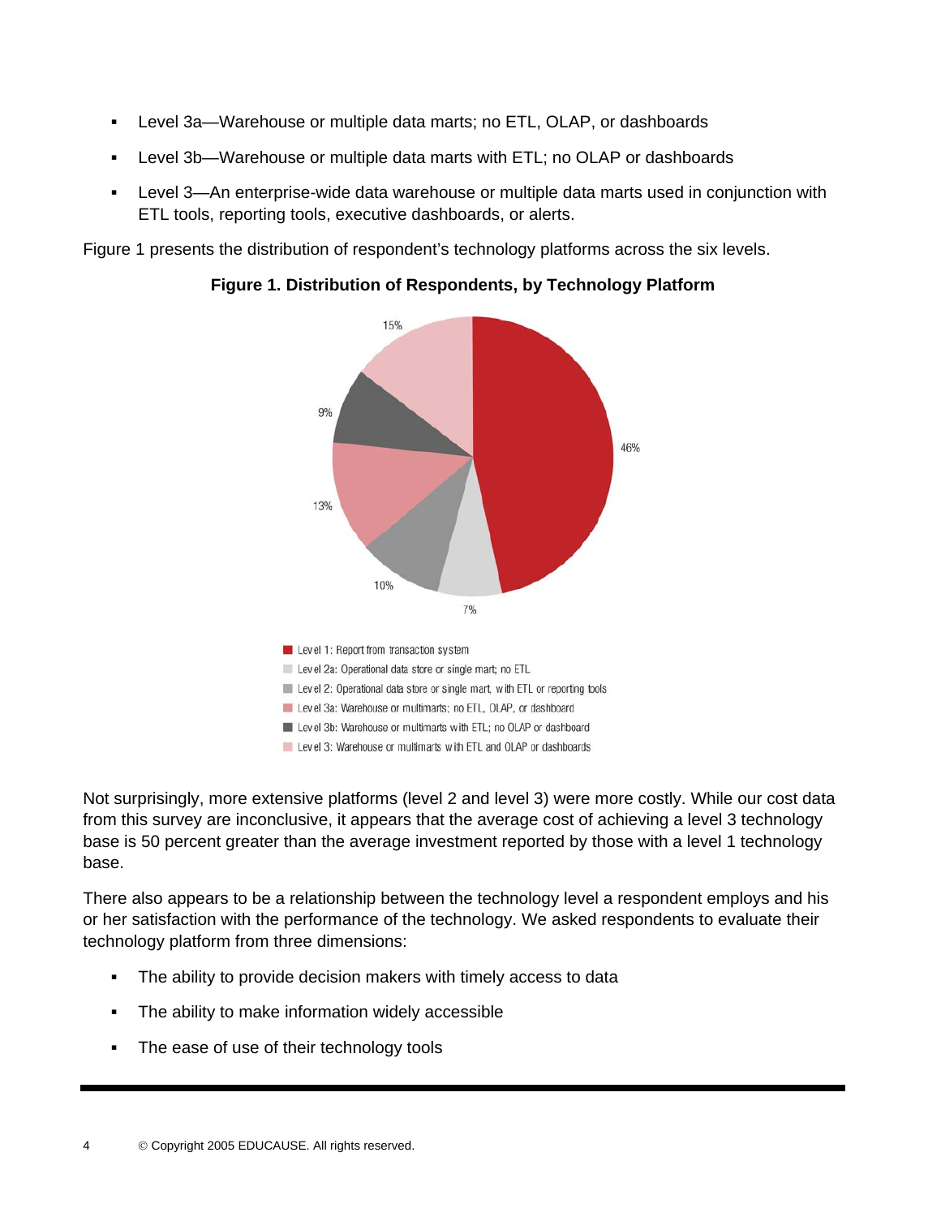- Level 3a—Warehouse or multiple data marts; no ETL, OLAP, or dashboards
- Level 3b—Warehouse or multiple data marts with ETL; no OLAP or dashboards
- Level 3—An enterprise-wide data warehouse or multiple data marts used in conjunction with ETL tools, reporting tools, executive dashboards, or alerts.

Figure 1 presents the distribution of respondent's technology platforms across the six levels.

**Figure 1. Distribution of Respondents, by Technology Platform**

Not surprisingly, more extensive platforms (level 2 and level 3) were more costly. While our cost data from this survey are inconclusive, it appears that the average cost of achieving a level 3 technology base is 50 percent greater than the average investment reported by those with a level 1 technology base.

There also appears to be a relationship between the technology level a respondent employs and his or her satisfaction with the performance of the technology. We asked respondents to evaluate their technology platform from three dimensions:

- The ability to provide decision makers with timely access to data
- The ability to make information widely accessible
- The ease of use of their technology tools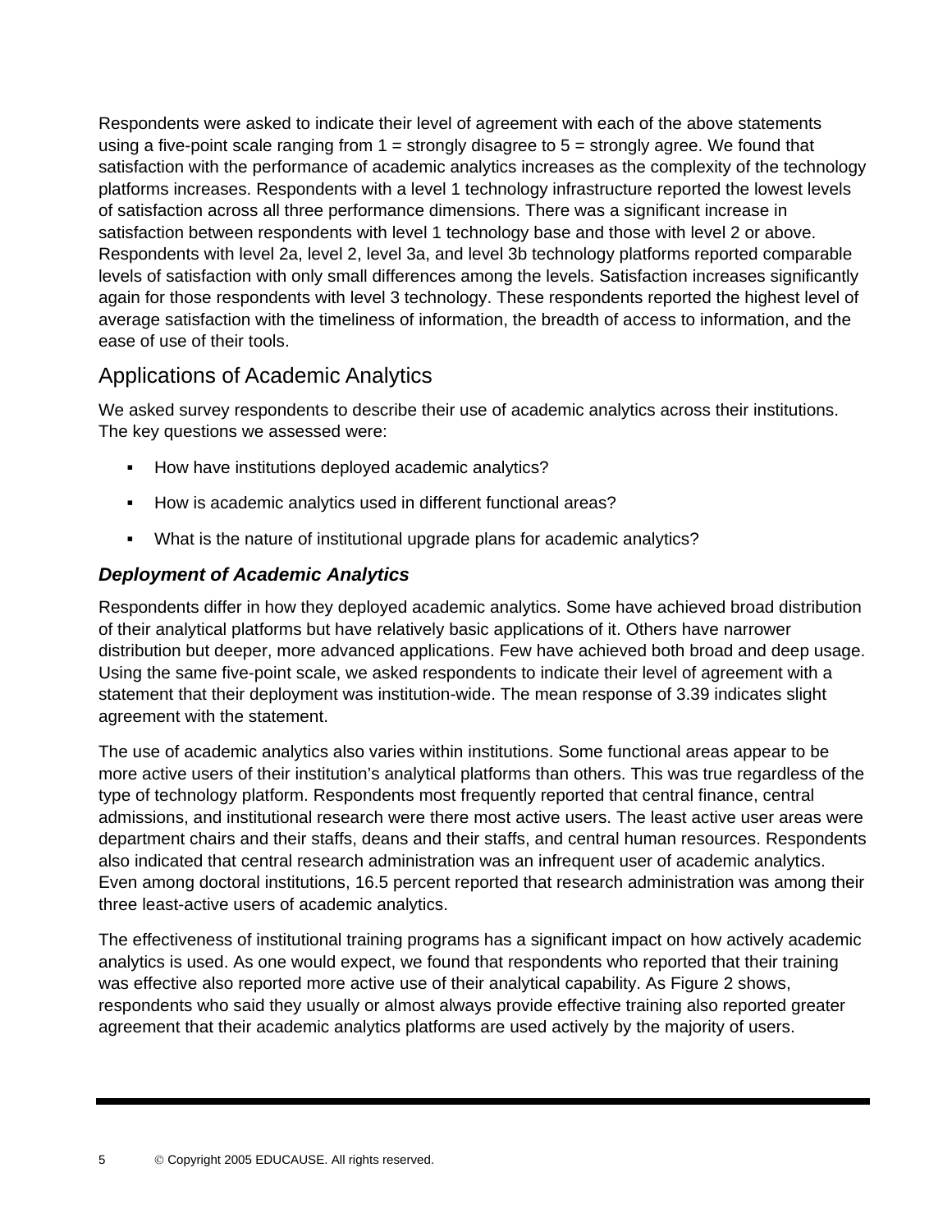Respondents were asked to indicate their level of agreement with each of the above statements using a five-point scale ranging from 1 = strongly disagree to 5 = strongly agree. We found that satisfaction with the performance of academic analytics increases as the complexity of the technology platforms increases. Respondents with a level 1 technology infrastructure reported the lowest levels of satisfaction across all three performance dimensions. There was a significant increase in satisfaction between respondents with level 1 technology base and those with level 2 or above. Respondents with level 2a, level 2, level 3a, and level 3b technology platforms reported comparable levels of satisfaction with only small differences among the levels. Satisfaction increases significantly again for those respondents with level 3 technology. These respondents reported the highest level of average satisfaction with the timeliness of information, the breadth of access to information, and the ease of use of their tools.

## Applications of Academic Analytics

We asked survey respondents to describe their use of academic analytics across their institutions. The key questions we assessed were:

- How have institutions deployed academic analytics?
- How is academic analytics used in different functional areas?
- What is the nature of institutional upgrade plans for academic analytics?

### *Deployment of Academic Analytics*

Respondents differ in how they deployed academic analytics. Some have achieved broad distribution of their analytical platforms but have relatively basic applications of it. Others have narrower distribution but deeper, more advanced applications. Few have achieved both broad and deep usage. Using the same five-point scale, we asked respondents to indicate their level of agreement with a statement that their deployment was institution-wide. The mean response of 3.39 indicates slight agreement with the statement.

The use of academic analytics also varies within institutions. Some functional areas appear to be more active users of their institution's analytical platforms than others. This was true regardless of the type of technology platform. Respondents most frequently reported that central finance, central admissions, and institutional research were there most active users. The least active user areas were department chairs and their staffs, deans and their staffs, and central human resources. Respondents also indicated that central research administration was an infrequent user of academic analytics. Even among doctoral institutions, 16.5 percent reported that research administration was among their three least-active users of academic analytics.

The effectiveness of institutional training programs has a significant impact on how actively academic analytics is used. As one would expect, we found that respondents who reported that their training was effective also reported more active use of their analytical capability. As Figure 2 shows, respondents who said they usually or almost always provide effective training also reported greater agreement that their academic analytics platforms are used actively by the majority of users.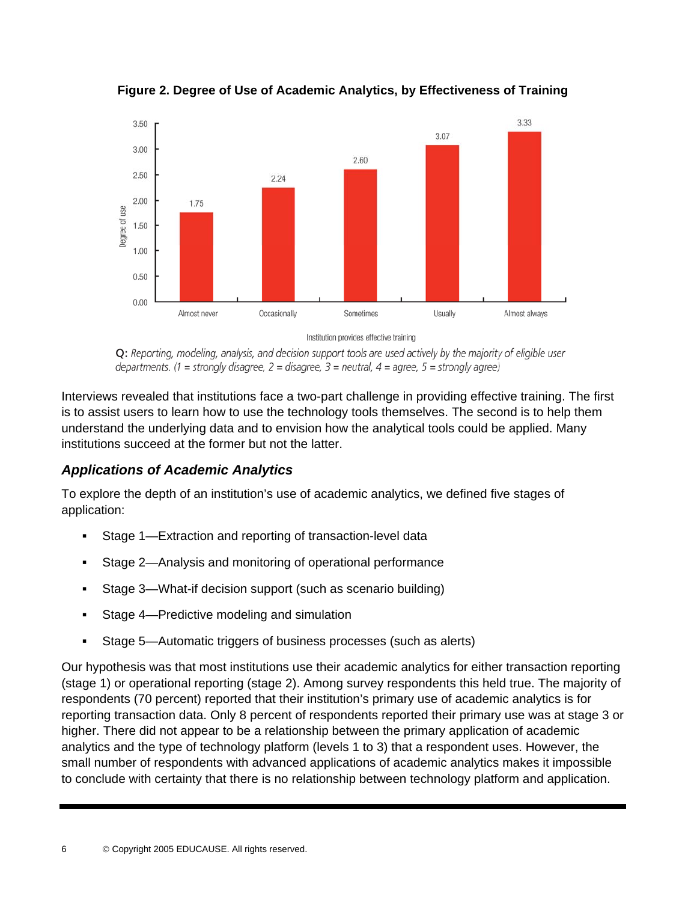**Figure 2. Degree of Use of Academic Analytics, by Effectiveness of Training**

| Institution provides effective training | Degree of use |
|---|---|
| Almost never | 1.75 |
| Occasionally | 2.24 |
| Sometimes | 2.60 |
| Usually | 3.07 |
| Almost always | 3.33 |

**Q:** *Reporting, modeling, analysis, and decision support tools are used actively by the majority of eligible user departments. (1 = strongly disagree, 2 = disagree, 3 = neutral, 4 = agree, 5 = strongly agree)*

Interviews revealed that institutions face a two-part challenge in providing effective training. The first is to assist users to learn how to use the technology tools themselves. The second is to help them understand the underlying data and to envision how the analytical tools could be applied. Many institutions succeed at the former but not the latter.

### *Applications of Academic Analytics*

To explore the depth of an institution's use of academic analytics, we defined five stages of application:

- Stage 1—Extraction and reporting of transaction-level data
- Stage 2—Analysis and monitoring of operational performance
- Stage 3—What-if decision support (such as scenario building)
- Stage 4—Predictive modeling and simulation
- Stage 5—Automatic triggers of business processes (such as alerts)

Our hypothesis was that most institutions use their academic analytics for either transaction reporting (stage 1) or operational reporting (stage 2). Among survey respondents this held true. The majority of respondents (70 percent) reported that their institution's primary use of academic analytics is for reporting transaction data. Only 8 percent of respondents reported their primary use was at stage 3 or higher. There did not appear to be a relationship between the primary application of academic analytics and the type of technology platform (levels 1 to 3) that a respondent uses. However, the small number of respondents with advanced applications of academic analytics makes it impossible to conclude with certainty that there is no relationship between technology platform and application.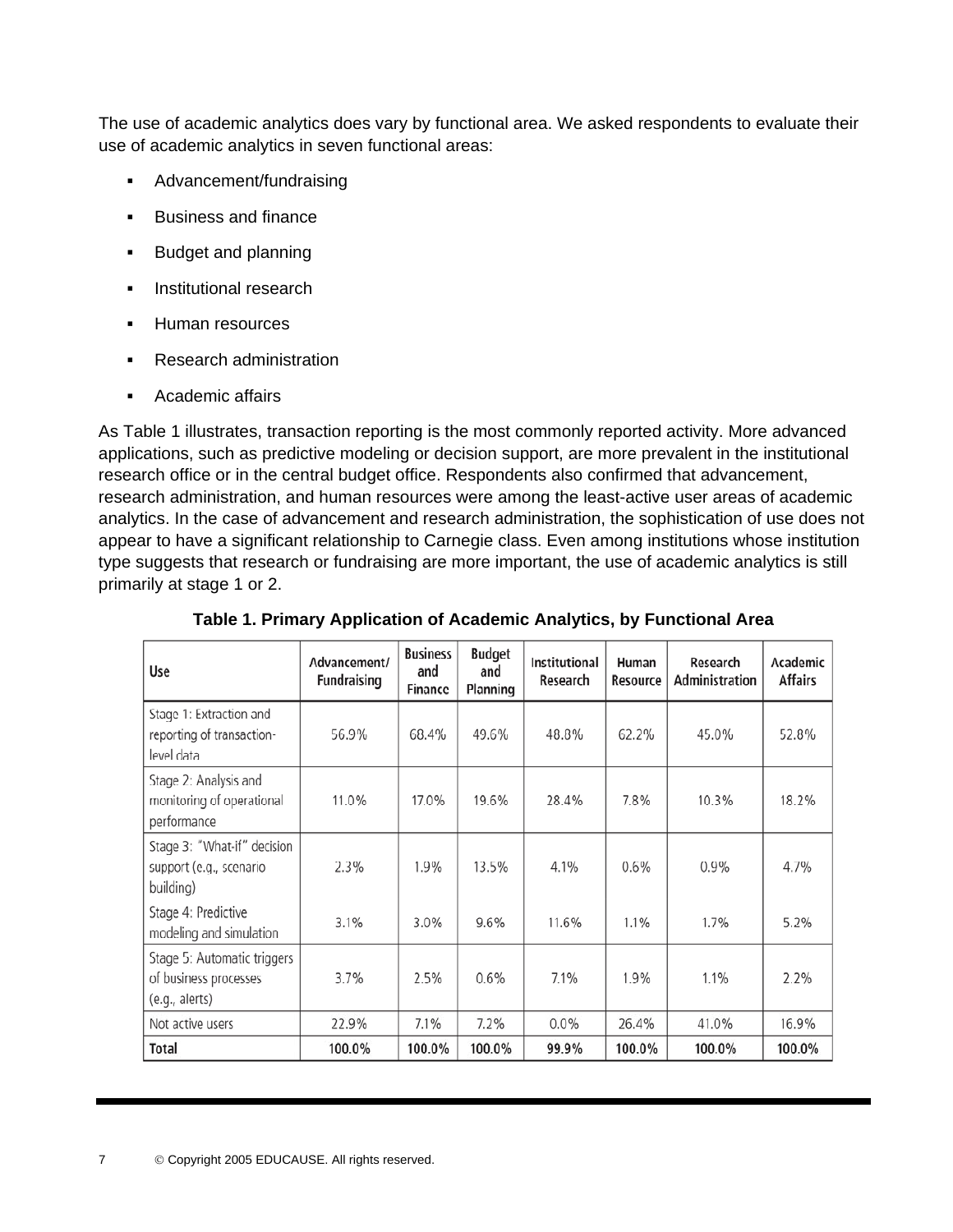The use of academic analytics does vary by functional area. We asked respondents to evaluate their use of academic analytics in seven functional areas:

- Advancement/fundraising
- Business and finance
- Budget and planning
- Institutional research
- Human resources
- Research administration
- Academic affairs

As Table 1 illustrates, transaction reporting is the most commonly reported activity. More advanced applications, such as predictive modeling or decision support, are more prevalent in the institutional research office or in the central budget office. Respondents also confirmed that advancement, research administration, and human resources were among the least-active user areas of academic analytics. In the case of advancement and research administration, the sophistication of use does not appear to have a significant relationship to Carnegie class. Even among institutions whose institution type suggests that research or fundraising are more important, the use of academic analytics is still primarily at stage 1 or 2.

**Table 1. Primary Application of Academic Analytics, by Functional Area**

| Use | Advancement/ Fundraising | Business and Finance | Budget and Planning | Institutional Research | Human Resource | Research Administration | Academic Affairs |
|---|---|---|---|---|---|---|---|
| Stage 1: Extraction and reporting of transaction-level data | 56.9% | 68.4% | 49.6% | 48.8% | 62.2% | 45.0% | 52.8% |
| Stage 2: Analysis and monitoring of operational performance | 11.0% | 17.0% | 19.6% | 28.4% | 7.8% | 10.3% | 18.2% |
| Stage 3: "What-if" decision support (e.g., scenario building) | 2.3% | 1.9% | 13.5% | 4.1% | 0.6% | 0.9% | 4.7% |
| Stage 4: Predictive modeling and simulation | 3.1% | 3.0% | 9.6% | 11.6% | 1.1% | 1.7% | 5.2% |
| Stage 5: Automatic triggers of business processes (e.g., alerts) | 3.7% | 2.5% | 0.6% | 7.1% | 1.9% | 1.1% | 2.2% |
| Not active users | 22.9% | 7.1% | 7.2% | 0.0% | 26.4% | 41.0% | 16.9% |
| **Total** | **100.0%** | **100.0%** | **100.0%** | **99.9%** | **100.0%** | **100.0%** | **100.0%** |

© Copyright 2005 EDUCAUSE. All rights reserved.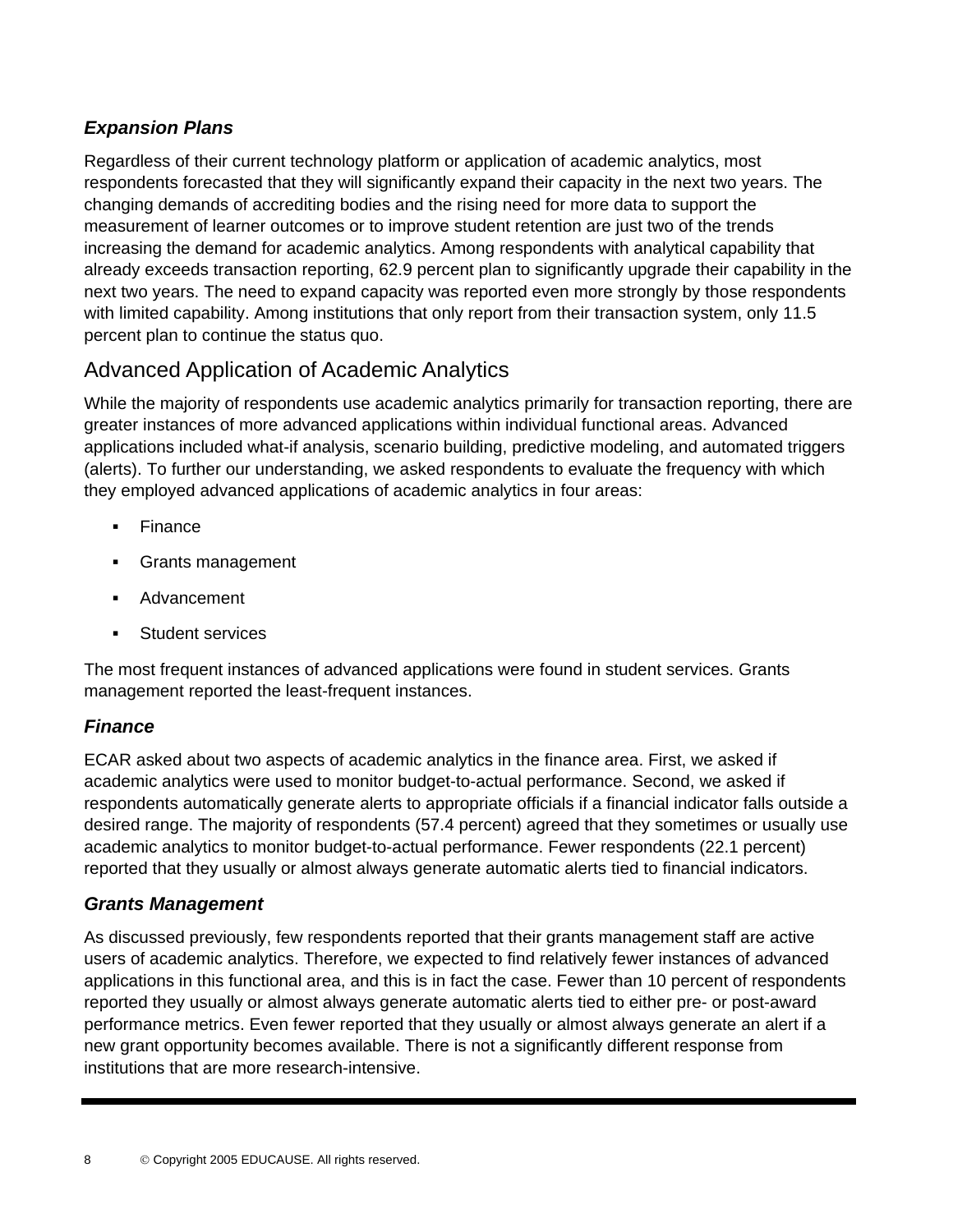### ***Expansion Plans***

Regardless of their current technology platform or application of academic analytics, most respondents forecasted that they will significantly expand their capacity in the next two years. The changing demands of accrediting bodies and the rising need for more data to support the measurement of learner outcomes or to improve student retention are just two of the trends increasing the demand for academic analytics. Among respondents with analytical capability that already exceeds transaction reporting, 62.9 percent plan to significantly upgrade their capability in the next two years. The need to expand capacity was reported even more strongly by those respondents with limited capability. Among institutions that only report from their transaction system, only 11.5 percent plan to continue the status quo.

## Advanced Application of Academic Analytics

While the majority of respondents use academic analytics primarily for transaction reporting, there are greater instances of more advanced applications within individual functional areas. Advanced applications included what-if analysis, scenario building, predictive modeling, and automated triggers (alerts). To further our understanding, we asked respondents to evaluate the frequency with which they employed advanced applications of academic analytics in four areas:

- Finance
- Grants management
- Advancement
- Student services

The most frequent instances of advanced applications were found in student services. Grants management reported the least-frequent instances.

### ***Finance***

ECAR asked about two aspects of academic analytics in the finance area. First, we asked if academic analytics were used to monitor budget-to-actual performance. Second, we asked if respondents automatically generate alerts to appropriate officials if a financial indicator falls outside a desired range. The majority of respondents (57.4 percent) agreed that they sometimes or usually use academic analytics to monitor budget-to-actual performance. Fewer respondents (22.1 percent) reported that they usually or almost always generate automatic alerts tied to financial indicators.

### ***Grants Management***

As discussed previously, few respondents reported that their grants management staff are active users of academic analytics. Therefore, we expected to find relatively fewer instances of advanced applications in this functional area, and this is in fact the case. Fewer than 10 percent of respondents reported they usually or almost always generate automatic alerts tied to either pre- or post-award performance metrics. Even fewer reported that they usually or almost always generate an alert if a new grant opportunity becomes available. There is not a significantly different response from institutions that are more research-intensive.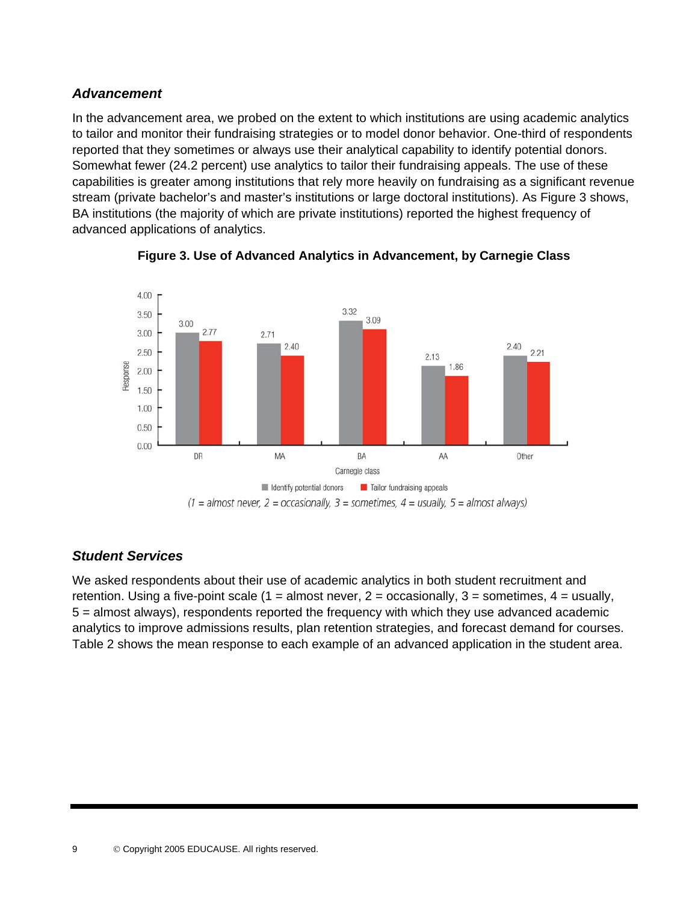### *Advancement*

In the advancement area, we probed on the extent to which institutions are using academic analytics to tailor and monitor their fundraising strategies or to model donor behavior. One-third of respondents reported that they sometimes or always use their analytical capability to identify potential donors. Somewhat fewer (24.2 percent) use analytics to tailor their fundraising appeals. The use of these capabilities is greater among institutions that rely more heavily on fundraising as a significant revenue stream (private bachelor's and master's institutions or large doctoral institutions). As Figure 3 shows, BA institutions (the majority of which are private institutions) reported the highest frequency of advanced applications of analytics.

**Figure 3. Use of Advanced Analytics in Advancement, by Carnegie Class**

| Carnegie class | Identify potential donors | Tailor fundraising appeals |
|---|---|---|
| DR | 3.00 | 2.77 |
| MA | 2.71 | 2.40 |
| BA | 3.32 | 3.09 |
| AA | 2.13 | 1.86 |
| Other | 2.40 | 2.21 |

*(1 = almost never, 2 = occasionally, 3 = sometimes, 4 = usually, 5 = almost always)*

### *Student Services*

We asked respondents about their use of academic analytics in both student recruitment and retention. Using a five-point scale (1 = almost never, 2 = occasionally, 3 = sometimes, 4 = usually, 5 = almost always), respondents reported the frequency with which they use advanced academic analytics to improve admissions results, plan retention strategies, and forecast demand for courses. Table 2 shows the mean response to each example of an advanced application in the student area.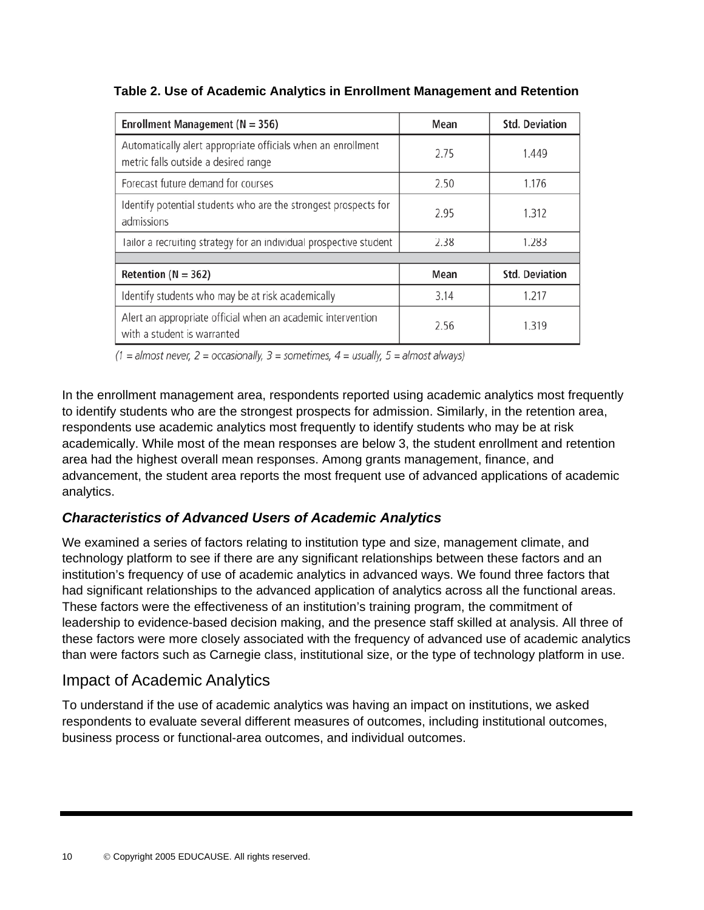**Table 2. Use of Academic Analytics in Enrollment Management and Retention**

| Enrollment Management (N = 356) | Mean | Std. Deviation |
|---|---|---|
| Automatically alert appropriate officials when an enrollment metric falls outside a desired range | 2.75 | 1.449 |
| Forecast future demand for courses | 2.50 | 1.176 |
| Identify potential students who are the strongest prospects for admissions | 2.95 | 1.312 |
| Tailor a recruiting strategy for an individual prospective student | 2.38 | 1.283 |
| **Retention (N = 362)** | **Mean** | **Std. Deviation** |
| Identify students who may be at risk academically | 3.14 | 1.217 |
| Alert an appropriate official when an academic intervention with a student is warranted | 2.56 | 1.319 |

*(1 = almost never, 2 = occasionally, 3 = sometimes, 4 = usually, 5 = almost always)*

In the enrollment management area, respondents reported using academic analytics most frequently to identify students who are the strongest prospects for admission. Similarly, in the retention area, respondents use academic analytics most frequently to identify students who may be at risk academically. While most of the mean responses are below 3, the student enrollment and retention area had the highest overall mean responses. Among grants management, finance, and advancement, the student area reports the most frequent use of advanced applications of academic analytics.

### *Characteristics of Advanced Users of Academic Analytics*

We examined a series of factors relating to institution type and size, management climate, and technology platform to see if there are any significant relationships between these factors and an institution's frequency of use of academic analytics in advanced ways. We found three factors that had significant relationships to the advanced application of analytics across all the functional areas. These factors were the effectiveness of an institution's training program, the commitment of leadership to evidence-based decision making, and the presence staff skilled at analysis. All three of these factors were more closely associated with the frequency of advanced use of academic analytics than were factors such as Carnegie class, institutional size, or the type of technology platform in use.

## Impact of Academic Analytics

To understand if the use of academic analytics was having an impact on institutions, we asked respondents to evaluate several different measures of outcomes, including institutional outcomes, business process or functional-area outcomes, and individual outcomes.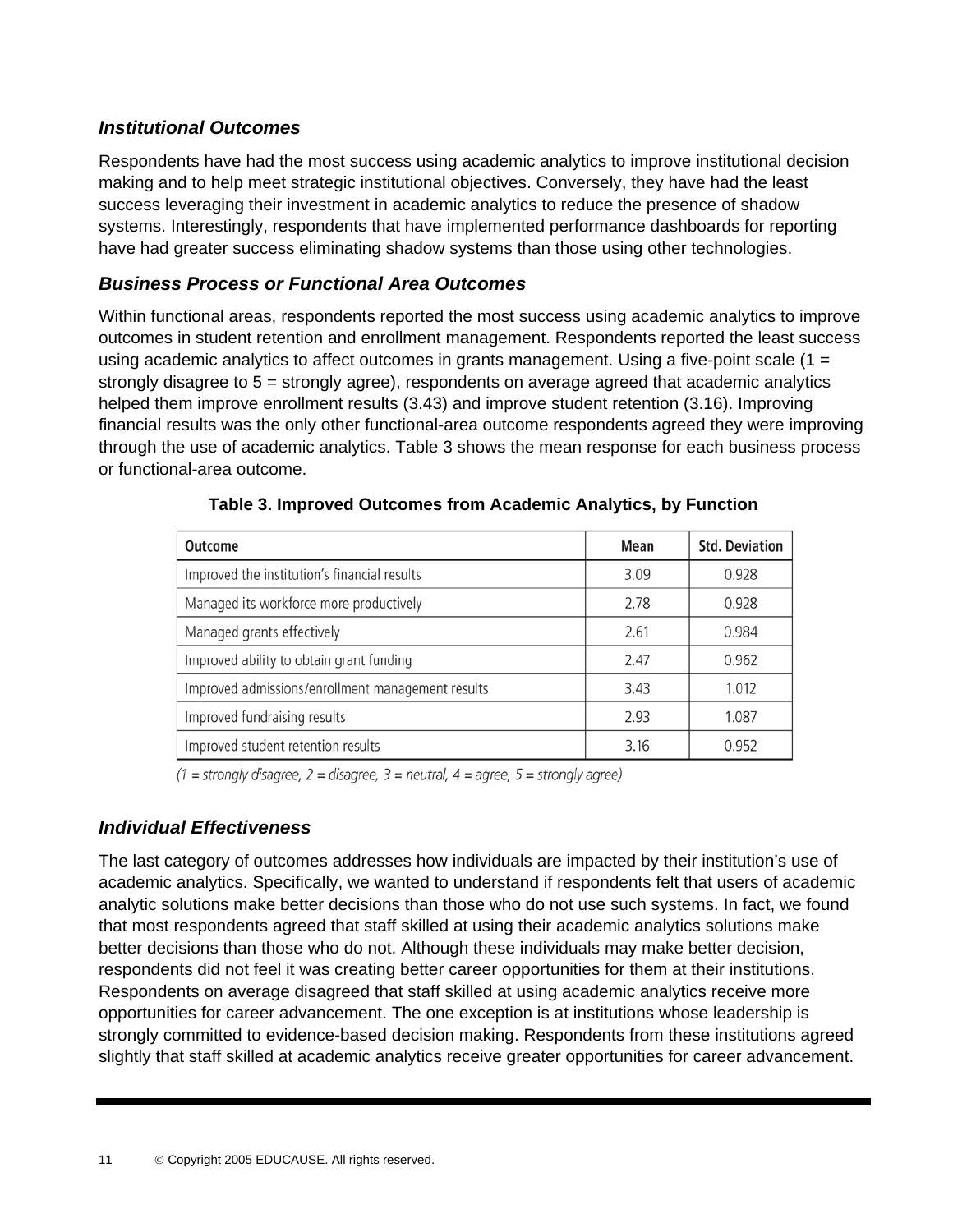### *Institutional Outcomes*

Respondents have had the most success using academic analytics to improve institutional decision making and to help meet strategic institutional objectives. Conversely, they have had the least success leveraging their investment in academic analytics to reduce the presence of shadow systems. Interestingly, respondents that have implemented performance dashboards for reporting have had greater success eliminating shadow systems than those using other technologies.

### *Business Process or Functional Area Outcomes*

Within functional areas, respondents reported the most success using academic analytics to improve outcomes in student retention and enrollment management. Respondents reported the least success using academic analytics to affect outcomes in grants management. Using a five-point scale (1 = strongly disagree to 5 = strongly agree), respondents on average agreed that academic analytics helped them improve enrollment results (3.43) and improve student retention (3.16). Improving financial results was the only other functional-area outcome respondents agreed they were improving through the use of academic analytics. Table 3 shows the mean response for each business process or functional-area outcome.

**Table 3. Improved Outcomes from Academic Analytics, by Function**

| Outcome | Mean | Std. Deviation |
|---|---|---|
| Improved the institution's financial results | 3.09 | 0.928 |
| Managed its workforce more productively | 2.78 | 0.928 |
| Managed grants effectively | 2.61 | 0.984 |
| Improved ability to obtain grant funding | 2.47 | 0.962 |
| Improved admissions/enrollment management results | 3.43 | 1.012 |
| Improved fundraising results | 2.93 | 1.087 |
| Improved student retention results | 3.16 | 0.952 |

*(1 = strongly disagree, 2 = disagree, 3 = neutral, 4 = agree, 5 = strongly agree)*

### *Individual Effectiveness*

The last category of outcomes addresses how individuals are impacted by their institution's use of academic analytics. Specifically, we wanted to understand if respondents felt that users of academic analytic solutions make better decisions than those who do not use such systems. In fact, we found that most respondents agreed that staff skilled at using their academic analytics solutions make better decisions than those who do not. Although these individuals may make better decision, respondents did not feel it was creating better career opportunities for them at their institutions. Respondents on average disagreed that staff skilled at using academic analytics receive more opportunities for career advancement. The one exception is at institutions whose leadership is strongly committed to evidence-based decision making. Respondents from these institutions agreed slightly that staff skilled at academic analytics receive greater opportunities for career advancement.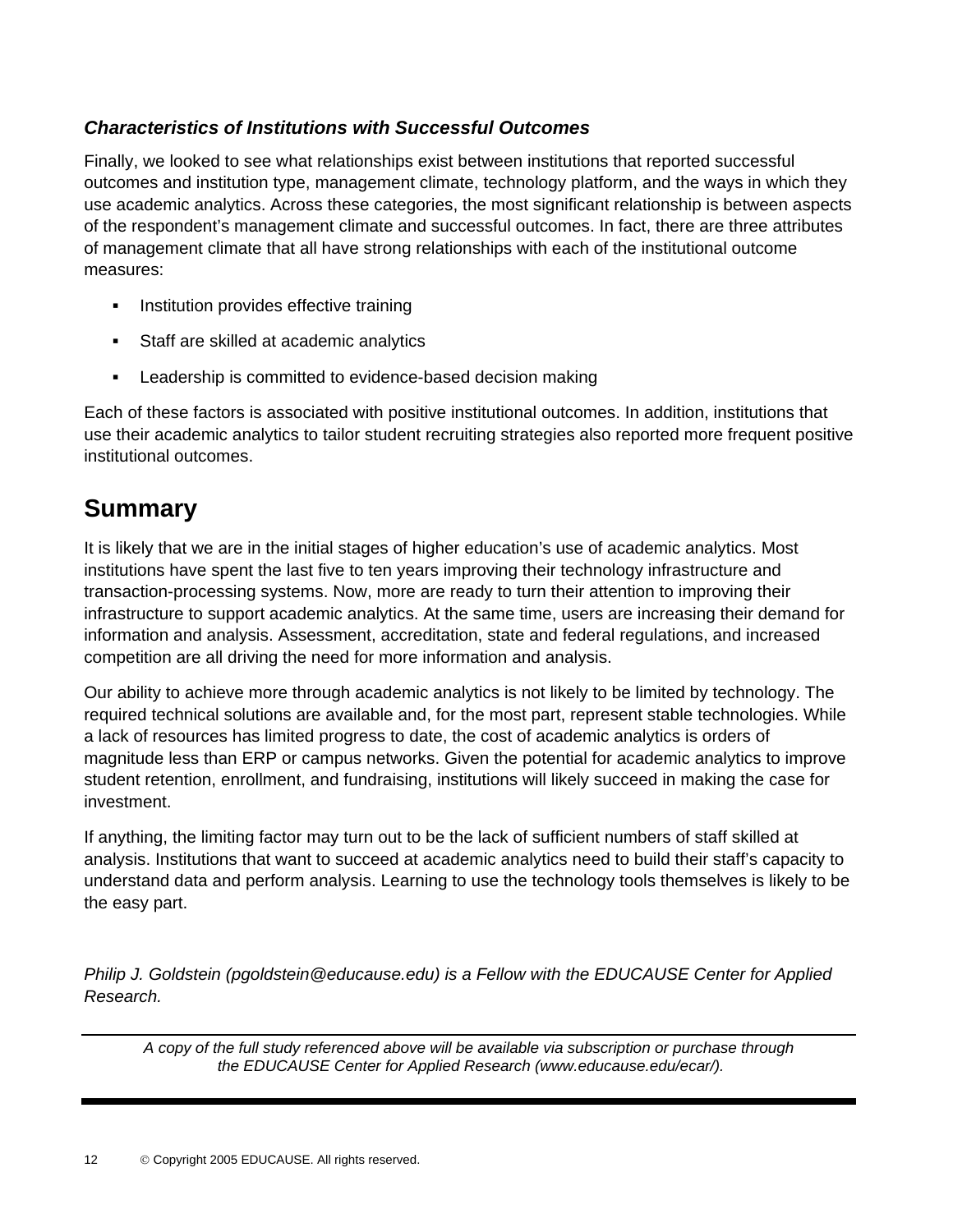### ***Characteristics of Institutions with Successful Outcomes***

Finally, we looked to see what relationships exist between institutions that reported successful outcomes and institution type, management climate, technology platform, and the ways in which they use academic analytics. Across these categories, the most significant relationship is between aspects of the respondent's management climate and successful outcomes. In fact, there are three attributes of management climate that all have strong relationships with each of the institutional outcome measures:

- Institution provides effective training
- Staff are skilled at academic analytics
- Leadership is committed to evidence-based decision making

Each of these factors is associated with positive institutional outcomes. In addition, institutions that use their academic analytics to tailor student recruiting strategies also reported more frequent positive institutional outcomes.

## Summary

It is likely that we are in the initial stages of higher education's use of academic analytics. Most institutions have spent the last five to ten years improving their technology infrastructure and transaction-processing systems. Now, more are ready to turn their attention to improving their infrastructure to support academic analytics. At the same time, users are increasing their demand for information and analysis. Assessment, accreditation, state and federal regulations, and increased competition are all driving the need for more information and analysis.

Our ability to achieve more through academic analytics is not likely to be limited by technology. The required technical solutions are available and, for the most part, represent stable technologies. While a lack of resources has limited progress to date, the cost of academic analytics is orders of magnitude less than ERP or campus networks. Given the potential for academic analytics to improve student retention, enrollment, and fundraising, institutions will likely succeed in making the case for investment.

If anything, the limiting factor may turn out to be the lack of sufficient numbers of staff skilled at analysis. Institutions that want to succeed at academic analytics need to build their staff's capacity to understand data and perform analysis. Learning to use the technology tools themselves is likely to be the easy part.

*Philip J. Goldstein (pgoldstein@educause.edu) is a Fellow with the EDUCAUSE Center for Applied Research.*

---

*A copy of the full study referenced above will be available via subscription or purchase through the EDUCAUSE Center for Applied Research (www.educause.edu/ecar/).*

---

© Copyright 2005 EDUCAUSE. All rights reserved.